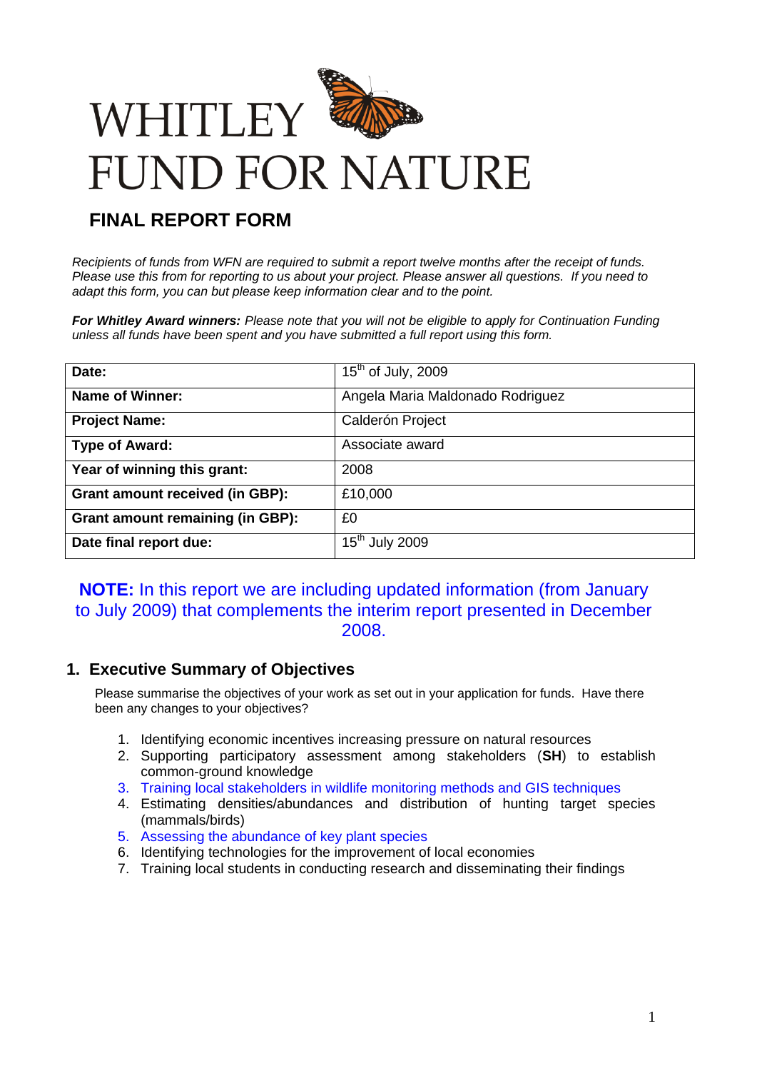# WHITLEY FUND FOR NATURE

## FINAL REPORT FORM

*Recipients of funds from WFN are required to submit a report twelve months after the receipt of funds. Please use this from for reporting to us about your project. Please answer all questions. If you need to adapt this form, you can but please keep information clear and to the point.*

***For Whitley Award winners:** Please note that you will not be eligible to apply for Continuation Funding unless all funds have been spent and you have submitted a full report using this form.*

| **Date:** | 15th of July, 2009 |
|---|---|
| **Name of Winner:** | Angela Maria Maldonado Rodriguez |
| **Project Name:** | Calderón Project |
| **Type of Award:** | Associate award |
| **Year of winning this grant:** | 2008 |
| **Grant amount received (in GBP):** | £10,000 |
| **Grant amount remaining (in GBP):** | £0 |
| **Date final report due:** | 15th July 2009 |

**NOTE:** In this report we are including updated information (from January to July 2009) that complements the interim report presented in December 2008.

## 1. Executive Summary of Objectives

Please summarise the objectives of your work as set out in your application for funds. Have there been any changes to your objectives?

1. Identifying economic incentives increasing pressure on natural resources
2. Supporting participatory assessment among stakeholders (**SH**) to establish common-ground knowledge
3. Training local stakeholders in wildlife monitoring methods and GIS techniques
4. Estimating densities/abundances and distribution of hunting target species (mammals/birds)
5. Assessing the abundance of key plant species
6. Identifying technologies for the improvement of local economies
7. Training local students in conducting research and disseminating their findings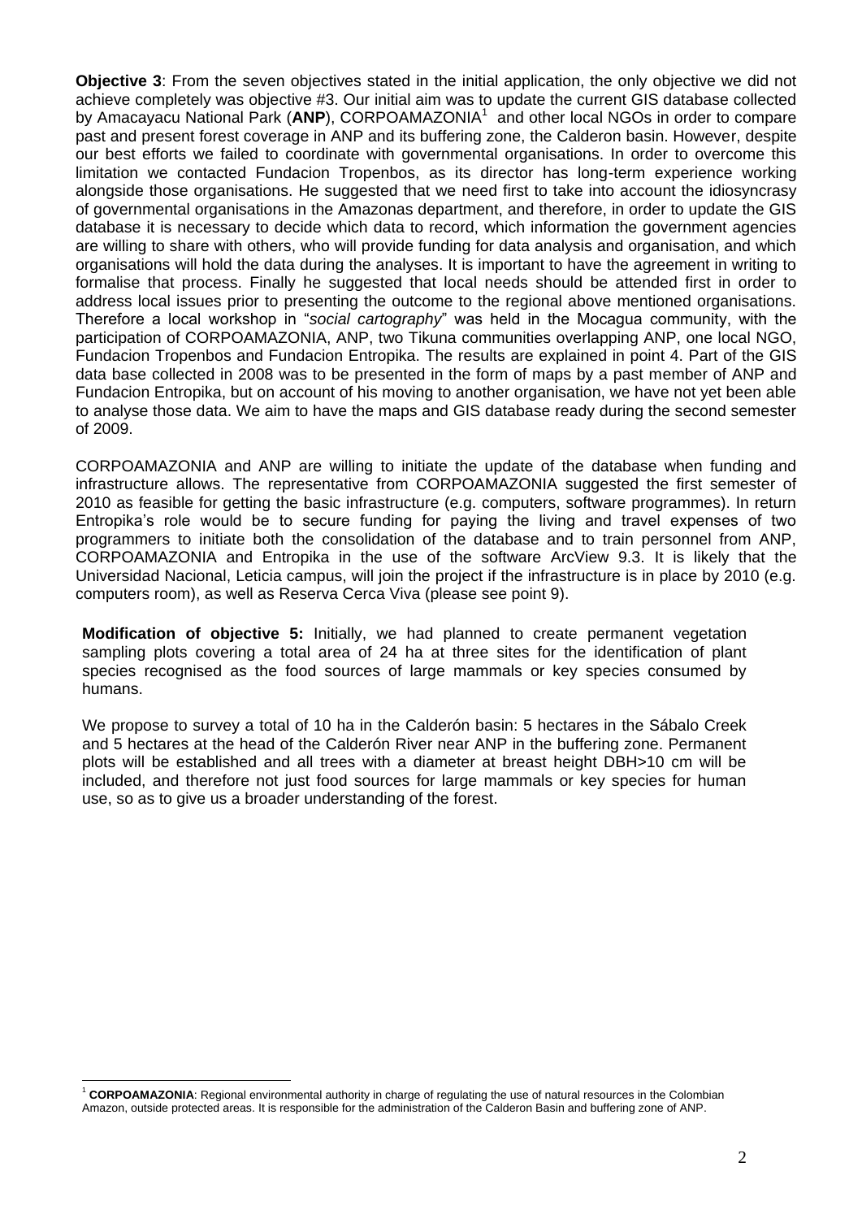**Objective 3**: From the seven objectives stated in the initial application, the only objective we did not achieve completely was objective #3. Our initial aim was to update the current GIS database collected by Amacayacu National Park (**ANP**), CORPOAMAZONIA[1] and other local NGOs in order to compare past and present forest coverage in ANP and its buffering zone, the Calderon basin. However, despite our best efforts we failed to coordinate with governmental organisations. In order to overcome this limitation we contacted Fundacion Tropenbos, as its director has long-term experience working alongside those organisations. He suggested that we need first to take into account the idiosyncrasy of governmental organisations in the Amazonas department, and therefore, in order to update the GIS database it is necessary to decide which data to record, which information the government agencies are willing to share with others, who will provide funding for data analysis and organisation, and which organisations will hold the data during the analyses. It is important to have the agreement in writing to formalise that process. Finally he suggested that local needs should be attended first in order to address local issues prior to presenting the outcome to the regional above mentioned organisations. Therefore a local workshop in "*social cartography*" was held in the Mocagua community, with the participation of CORPOAMAZONIA, ANP, two Tikuna communities overlapping ANP, one local NGO, Fundacion Tropenbos and Fundacion Entropika. The results are explained in point 4. Part of the GIS data base collected in 2008 was to be presented in the form of maps by a past member of ANP and Fundacion Entropika, but on account of his moving to another organisation, we have not yet been able to analyse those data. We aim to have the maps and GIS database ready during the second semester of 2009.

CORPOAMAZONIA and ANP are willing to initiate the update of the database when funding and infrastructure allows. The representative from CORPOAMAZONIA suggested the first semester of 2010 as feasible for getting the basic infrastructure (e.g. computers, software programmes). In return Entropika's role would be to secure funding for paying the living and travel expenses of two programmers to initiate both the consolidation of the database and to train personnel from ANP, CORPOAMAZONIA and Entropika in the use of the software ArcView 9.3. It is likely that the Universidad Nacional, Leticia campus, will join the project if the infrastructure is in place by 2010 (e.g. computers room), as well as Reserva Cerca Viva (please see point 9).

**Modification of objective 5:** Initially, we had planned to create permanent vegetation sampling plots covering a total area of 24 ha at three sites for the identification of plant species recognised as the food sources of large mammals or key species consumed by humans.

We propose to survey a total of 10 ha in the Calderón basin: 5 hectares in the Sábalo Creek and 5 hectares at the head of the Calderón River near ANP in the buffering zone. Permanent plots will be established and all trees with a diameter at breast height DBH>10 cm will be included, and therefore not just food sources for large mammals or key species for human use, so as to give us a broader understanding of the forest.

[1] **CORPOAMAZONIA**: Regional environmental authority in charge of regulating the use of natural resources in the Colombian Amazon, outside protected areas. It is responsible for the administration of the Calderon Basin and buffering zone of ANP.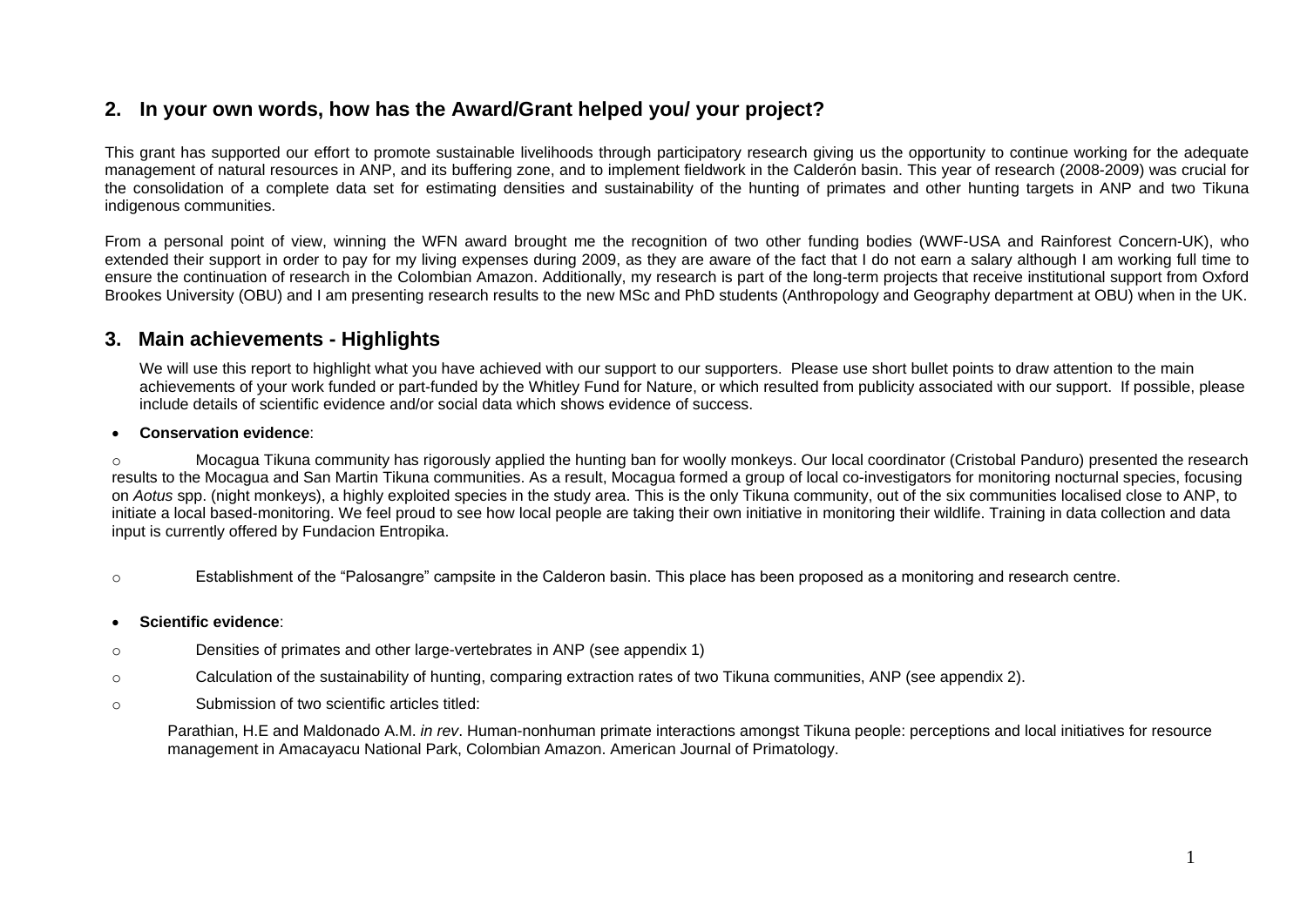## 2. In your own words, how has the Award/Grant helped you/ your project?

This grant has supported our effort to promote sustainable livelihoods through participatory research giving us the opportunity to continue working for the adequate management of natural resources in ANP, and its buffering zone, and to implement fieldwork in the Calderón basin. This year of research (2008-2009) was crucial for the consolidation of a complete data set for estimating densities and sustainability of the hunting of primates and other hunting targets in ANP and two Tikuna indigenous communities.

From a personal point of view, winning the WFN award brought me the recognition of two other funding bodies (WWF-USA and Rainforest Concern-UK), who extended their support in order to pay for my living expenses during 2009, as they are aware of the fact that I do not earn a salary although I am working full time to ensure the continuation of research in the Colombian Amazon. Additionally, my research is part of the long-term projects that receive institutional support from Oxford Brookes University (OBU) and I am presenting research results to the new MSc and PhD students (Anthropology and Geography department at OBU) when in the UK.

## 3. Main achievements - Highlights

We will use this report to highlight what you have achieved with our support to our supporters. Please use short bullet points to draw attention to the main achievements of your work funded or part-funded by the Whitley Fund for Nature, or which resulted from publicity associated with our support. If possible, please include details of scientific evidence and/or social data which shows evidence of success.

- **Conservation evidence**:
  - Mocagua Tikuna community has rigorously applied the hunting ban for woolly monkeys. Our local coordinator (Cristobal Panduro) presented the research results to the Mocagua and San Martin Tikuna communities. As a result, Mocagua formed a group of local co-investigators for monitoring nocturnal species, focusing on *Aotus* spp. (night monkeys), a highly exploited species in the study area. This is the only Tikuna community, out of the six communities localised close to ANP, to initiate a local based-monitoring. We feel proud to see how local people are taking their own initiative in monitoring their wildlife. Training in data collection and data input is currently offered by Fundacion Entropika.
  - Establishment of the "Palosangre" campsite in the Calderon basin. This place has been proposed as a monitoring and research centre.
- **Scientific evidence**:
  - Densities of primates and other large-vertebrates in ANP (see appendix 1)
  - Calculation of the sustainability of hunting, comparing extraction rates of two Tikuna communities, ANP (see appendix 2).
  - Submission of two scientific articles titled:

    Parathian, H.E and Maldonado A.M. *in rev*. Human-nonhuman primate interactions amongst Tikuna people: perceptions and local initiatives for resource management in Amacayacu National Park, Colombian Amazon. American Journal of Primatology.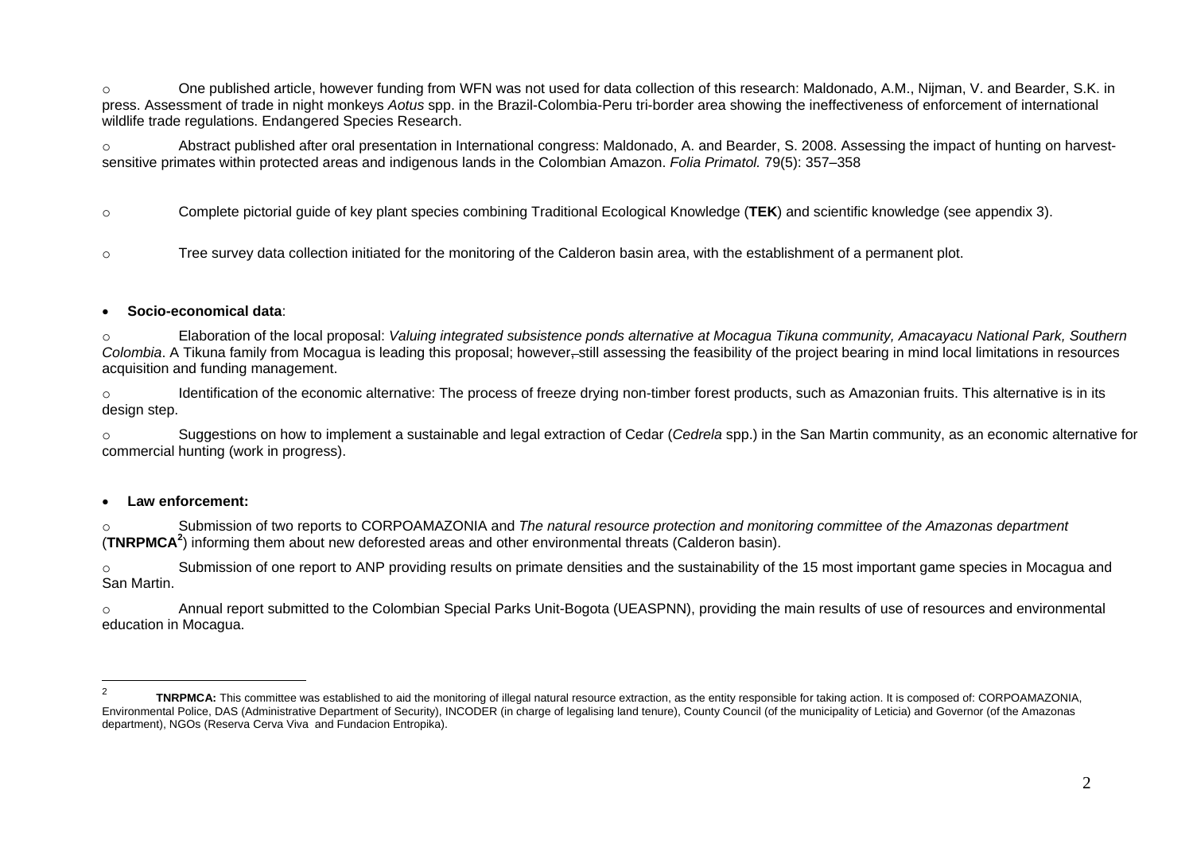- One published article, however funding from WFN was not used for data collection of this research: Maldonado, A.M., Nijman, V. and Bearder, S.K. in press. Assessment of trade in night monkeys *Aotus* spp. in the Brazil-Colombia-Peru tri-border area showing the ineffectiveness of enforcement of international wildlife trade regulations. Endangered Species Research.

- Abstract published after oral presentation in International congress: Maldonado, A. and Bearder, S. 2008. Assessing the impact of hunting on harvest-sensitive primates within protected areas and indigenous lands in the Colombian Amazon. *Folia Primatol.* 79(5): 357–358

- Complete pictorial guide of key plant species combining Traditional Ecological Knowledge (**TEK**) and scientific knowledge (see appendix 3).

- Tree survey data collection initiated for the monitoring of the Calderon basin area, with the establishment of a permanent plot.

- **Socio-economical data**:

  - Elaboration of the local proposal: *Valuing integrated subsistence ponds alternative at Mocagua Tikuna community, Amacayacu National Park, Southern Colombia*. A Tikuna family from Mocagua is leading this proposal; however, still assessing the feasibility of the project bearing in mind local limitations in resources acquisition and funding management.

  - Identification of the economic alternative: The process of freeze drying non-timber forest products, such as Amazonian fruits. This alternative is in its design step.

  - Suggestions on how to implement a sustainable and legal extraction of Cedar (*Cedrela* spp.) in the San Martin community, as an economic alternative for commercial hunting (work in progress).

- **Law enforcement:**

  - Submission of two reports to CORPOAMAZONIA and *The natural resource protection and monitoring committee of the Amazonas department* (**TNRPMCA**[2]) informing them about new deforested areas and other environmental threats (Calderon basin).

  - Submission of one report to ANP providing results on primate densities and the sustainability of the 15 most important game species in Mocagua and San Martin.

  - Annual report submitted to the Colombian Special Parks Unit-Bogota (UEASPNN), providing the main results of use of resources and environmental education in Mocagua.

---

[2] **TNRPMCA:** This committee was established to aid the monitoring of illegal natural resource extraction, as the entity responsible for taking action. It is composed of: CORPOAMAZONIA, Environmental Police, DAS (Administrative Department of Security), INCODER (in charge of legalising land tenure), County Council (of the municipality of Leticia) and Governor (of the Amazonas department), NGOs (Reserva Cerva Viva and Fundacion Entropika).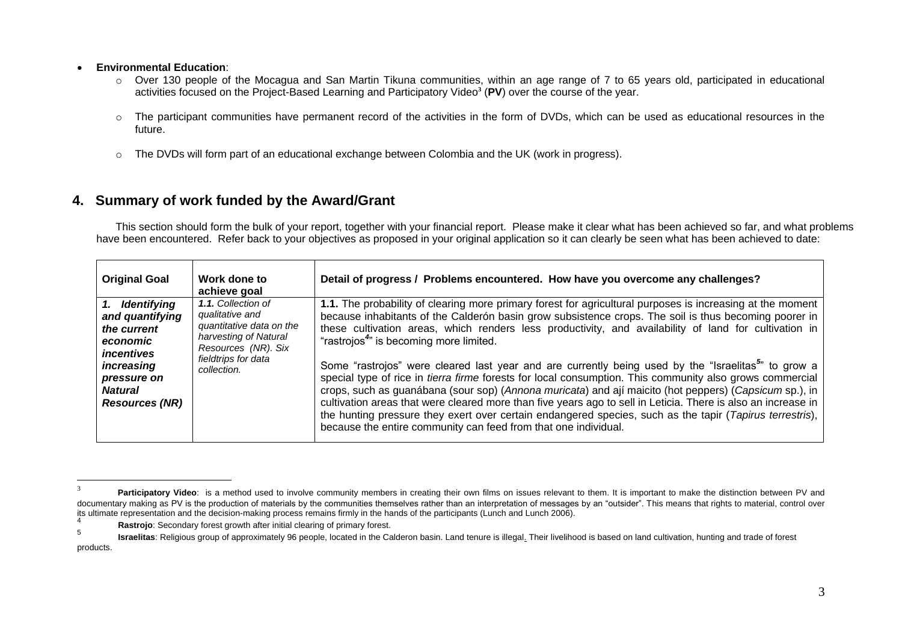- **Environmental Education**:
  - Over 130 people of the Mocagua and San Martin Tikuna communities, within an age range of 7 to 65 years old, participated in educational activities focused on the Project-Based Learning and Participatory Video[3] (**PV**) over the course of the year.
  - The participant communities have permanent record of the activities in the form of DVDs, which can be used as educational resources in the future.
  - The DVDs will form part of an educational exchange between Colombia and the UK (work in progress).

## 4. Summary of work funded by the Award/Grant

This section should form the bulk of your report, together with your financial report. Please make it clear what has been achieved so far, and what problems have been encountered. Refer back to your objectives as proposed in your original application so it can clearly be seen what has been achieved to date:

| **Original Goal** | **Work done to achieve goal** | **Detail of progress / Problems encountered. How have you overcome any challenges?** |
|---|---|---|
| ***1. Identifying and quantifying the current economic incentives increasing pressure on Natural Resources (NR)*** | ***1.1.*** *Collection of qualitative and quantitative data on the harvesting of Natural Resources (NR). Six fieldtrips for data collection.* | **1.1.** The probability of clearing more primary forest for agricultural purposes is increasing at the moment because inhabitants of the Calderón basin grow subsistence crops. The soil is thus becoming poorer in these cultivation areas, which renders less productivity, and availability of land for cultivation in "rastrojos[4]" is becoming more limited.<br><br>Some "rastrojos" were cleared last year and are currently being used by the "Israelitas[5]" to grow a special type of rice in *tierra firme* forests for local consumption. This community also grows commercial crops, such as guanábana (sour sop) (*Annona muricata*) and ají maicito (hot peppers) (*Capsicum* sp.), in cultivation areas that were cleared more than five years ago to sell in Leticia. There is also an increase in the hunting pressure they exert over certain endangered species, such as the tapir (*Tapirus terrestris*), because the entire community can feed from that one individual. |

---

[3] **Participatory Video**: is a method used to involve community members in creating their own films on issues relevant to them. It is important to make the distinction between PV and documentary making as PV is the production of materials by the communities themselves rather than an interpretation of messages by an "outsider". This means that rights to material, control over its ultimate representation and the decision-making process remains firmly in the hands of the participants (Lunch and Lunch 2006).

[4] **Rastrojo**: Secondary forest growth after initial clearing of primary forest.

[5] **Israelitas**: Religious group of approximately 96 people, located in the Calderon basin. Land tenure is illegal. Their livelihood is based on land cultivation, hunting and trade of forest products.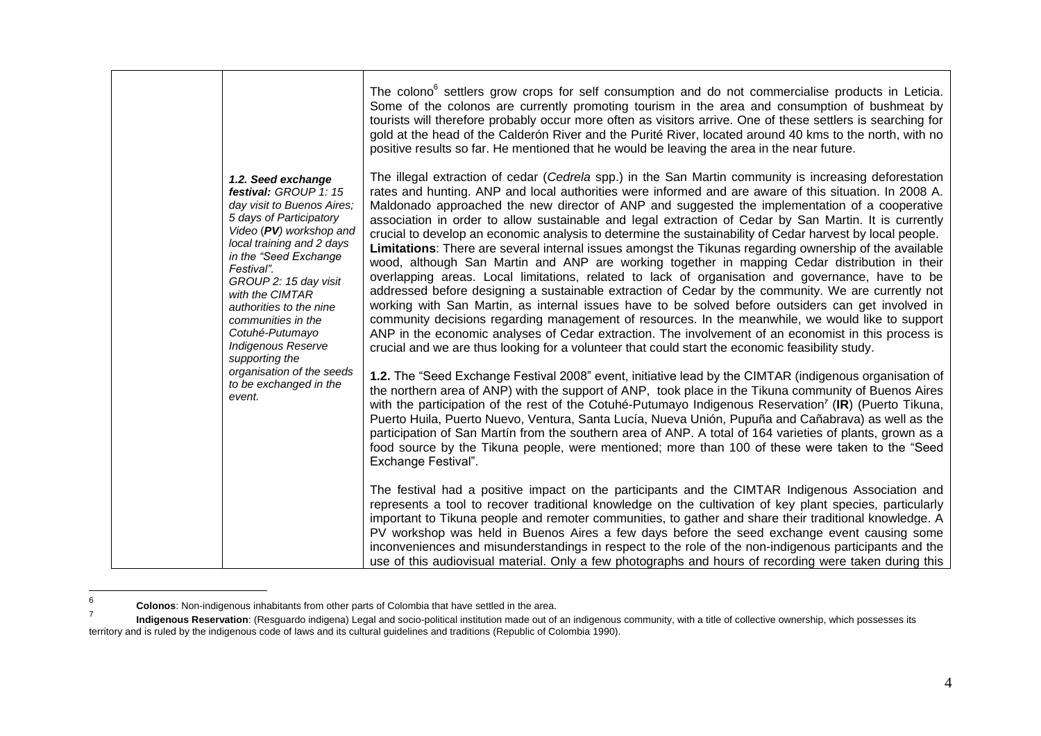| | | |
|---|---|---|
| | | The colono[6] settlers grow crops for self consumption and do not commercialise products in Leticia. Some of the colonos are currently promoting tourism in the area and consumption of bushmeat by tourists will therefore probably occur more often as visitors arrive. One of these settlers is searching for gold at the head of the Calderón River and the Purité River, located around 40 kms to the north, with no positive results so far. He mentioned that he would be leaving the area in the near future. |
| | ***1.2. Seed exchange festival:*** *GROUP 1: 15 day visit to Buenos Aires; 5 days of Participatory Video (**PV**) workshop and local training and 2 days in the "Seed Exchange Festival". GROUP 2: 15 day visit with the CIMTAR authorities to the nine communities in the Cotuhé-Putumayo Indigenous Reserve supporting the organisation of the seeds to be exchanged in the event.* | The illegal extraction of cedar (*Cedrela* spp.) in the San Martin community is increasing deforestation rates and hunting. ANP and local authorities were informed and are aware of this situation. In 2008 A. Maldonado approached the new director of ANP and suggested the implementation of a cooperative association in order to allow sustainable and legal extraction of Cedar by San Martin. It is currently crucial to develop an economic analysis to determine the sustainability of Cedar harvest by local people. **Limitations**: There are several internal issues amongst the Tikunas regarding ownership of the available wood, although San Martin and ANP are working together in mapping Cedar distribution in their overlapping areas. Local limitations, related to lack of organisation and governance, have to be addressed before designing a sustainable extraction of Cedar by the community. We are currently not working with San Martin, as internal issues have to be solved before outsiders can get involved in community decisions regarding management of resources. In the meanwhile, we would like to support ANP in the economic analyses of Cedar extraction. The involvement of an economist in this process is crucial and we are thus looking for a volunteer that could start the economic feasibility study.<br><br>**1.2.** The "Seed Exchange Festival 2008" event, initiative lead by the CIMTAR (indigenous organisation of the northern area of ANP) with the support of ANP, took place in the Tikuna community of Buenos Aires with the participation of the rest of the Cotuhé-Putumayo Indigenous Reservation[7] (**IR**) (Puerto Tikuna, Puerto Huila, Puerto Nuevo, Ventura, Santa Lucía, Nueva Unión, Pupuña and Cañabrava) as well as the participation of San Martín from the southern area of ANP. A total of 164 varieties of plants, grown as a food source by the Tikuna people, were mentioned; more than 100 of these were taken to the "Seed Exchange Festival".<br><br>The festival had a positive impact on the participants and the CIMTAR Indigenous Association and represents a tool to recover traditional knowledge on the cultivation of key plant species, particularly important to Tikuna people and remoter communities, to gather and share their traditional knowledge. A PV workshop was held in Buenos Aires a few days before the seed exchange event causing some inconveniences and misunderstandings in respect to the role of the non-indigenous participants and the use of this audiovisual material. Only a few photographs and hours of recording were taken during this |

[6] **Colonos**: Non-indigenous inhabitants from other parts of Colombia that have settled in the area.

[7] **Indigenous Reservation**: (Resguardo indigena) Legal and socio-political institution made out of an indigenous community, with a title of collective ownership, which possesses its territory and is ruled by the indigenous code of laws and its cultural guidelines and traditions (Republic of Colombia 1990).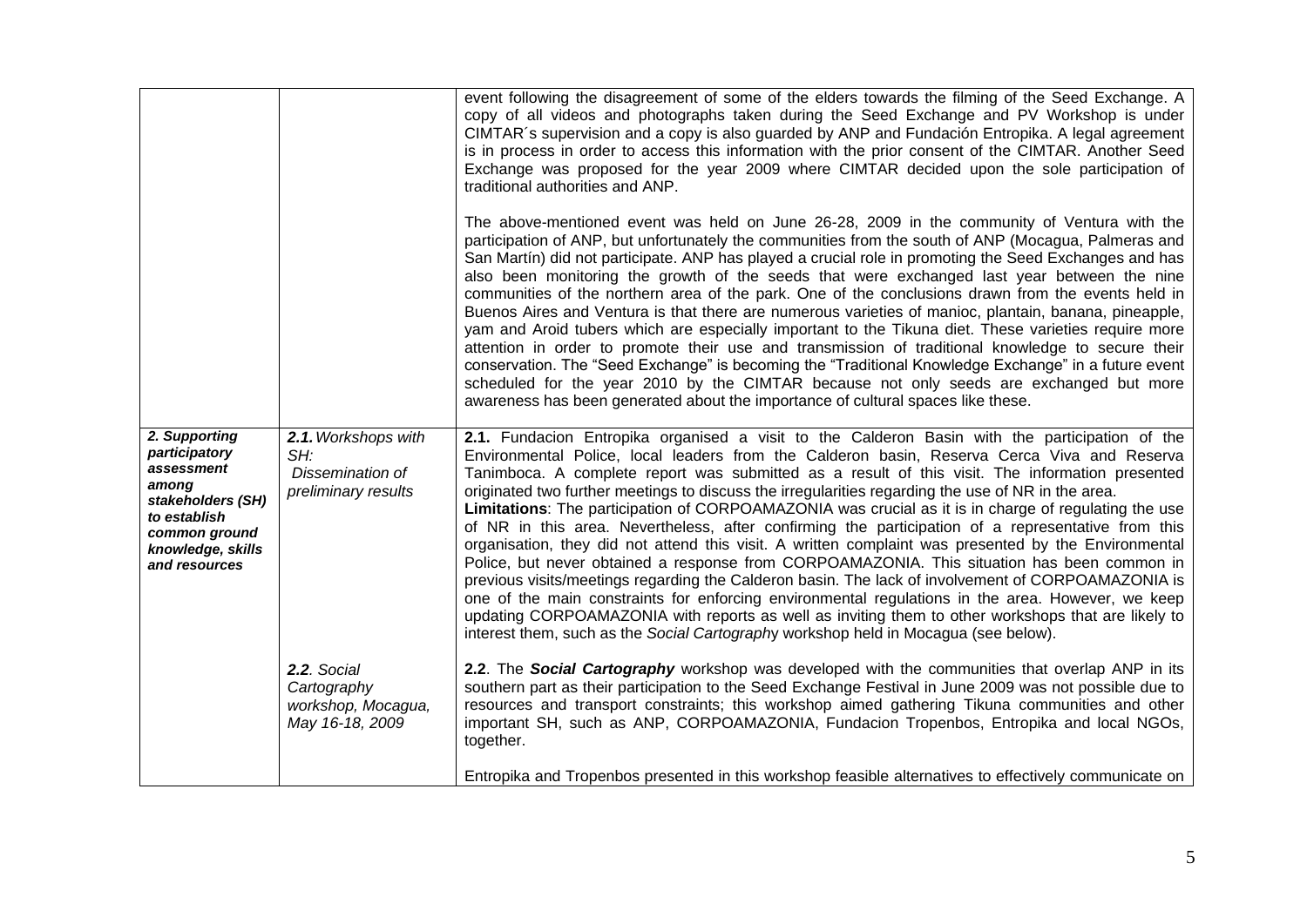| | | |
|---|---|---|
| | | event following the disagreement of some of the elders towards the filming of the Seed Exchange. A copy of all videos and photographs taken during the Seed Exchange and PV Workshop is under CIMTAR´s supervision and a copy is also guarded by ANP and Fundación Entropika. A legal agreement is in process in order to access this information with the prior consent of the CIMTAR. Another Seed Exchange was proposed for the year 2009 where CIMTAR decided upon the sole participation of traditional authorities and ANP.<br><br>The above-mentioned event was held on June 26-28, 2009 in the community of Ventura with the participation of ANP, but unfortunately the communities from the south of ANP (Mocagua, Palmeras and San Martín) did not participate. ANP has played a crucial role in promoting the Seed Exchanges and has also been monitoring the growth of the seeds that were exchanged last year between the nine communities of the northern area of the park. One of the conclusions drawn from the events held in Buenos Aires and Ventura is that there are numerous varieties of manioc, plantain, banana, pineapple, yam and Aroid tubers which are especially important to the Tikuna diet. These varieties require more attention in order to promote their use and transmission of traditional knowledge to secure their conservation. The "Seed Exchange" is becoming the "Traditional Knowledge Exchange" in a future event scheduled for the year 2010 by the CIMTAR because not only seeds are exchanged but more awareness has been generated about the importance of cultural spaces like these. |
| ***2. Supporting participatory assessment among stakeholders (SH) to establish common ground knowledge, skills and resources*** | ***2.1.*** *Workshops with SH: Dissemination of preliminary results* | **2.1.** Fundacion Entropika organised a visit to the Calderon Basin with the participation of the Environmental Police, local leaders from the Calderon basin, Reserva Cerca Viva and Reserva Tanimboca. A complete report was submitted as a result of this visit. The information presented originated two further meetings to discuss the irregularities regarding the use of NR in the area.<br>**Limitations**: The participation of CORPOAMAZONIA was crucial as it is in charge of regulating the use of NR in this area. Nevertheless, after confirming the participation of a representative from this organisation, they did not attend this visit. A written complaint was presented by the Environmental Police, but never obtained a response from CORPOAMAZONIA. This situation has been common in previous visits/meetings regarding the Calderon basin. The lack of involvement of CORPOAMAZONIA is one of the main constraints for enforcing environmental regulations in the area. However, we keep updating CORPOAMAZONIA with reports as well as inviting them to other workshops that are likely to interest them, such as the *Social Cartography* workshop held in Mocagua (see below). |
| | ***2.2****. Social Cartography workshop, Mocagua, May 16-18, 2009* | **2.2**. The ***Social Cartography*** workshop was developed with the communities that overlap ANP in its southern part as their participation to the Seed Exchange Festival in June 2009 was not possible due to resources and transport constraints; this workshop aimed gathering Tikuna communities and other important SH, such as ANP, CORPOAMAZONIA, Fundacion Tropenbos, Entropika and local NGOs, together.<br><br>Entropika and Tropenbos presented in this workshop feasible alternatives to effectively communicate on |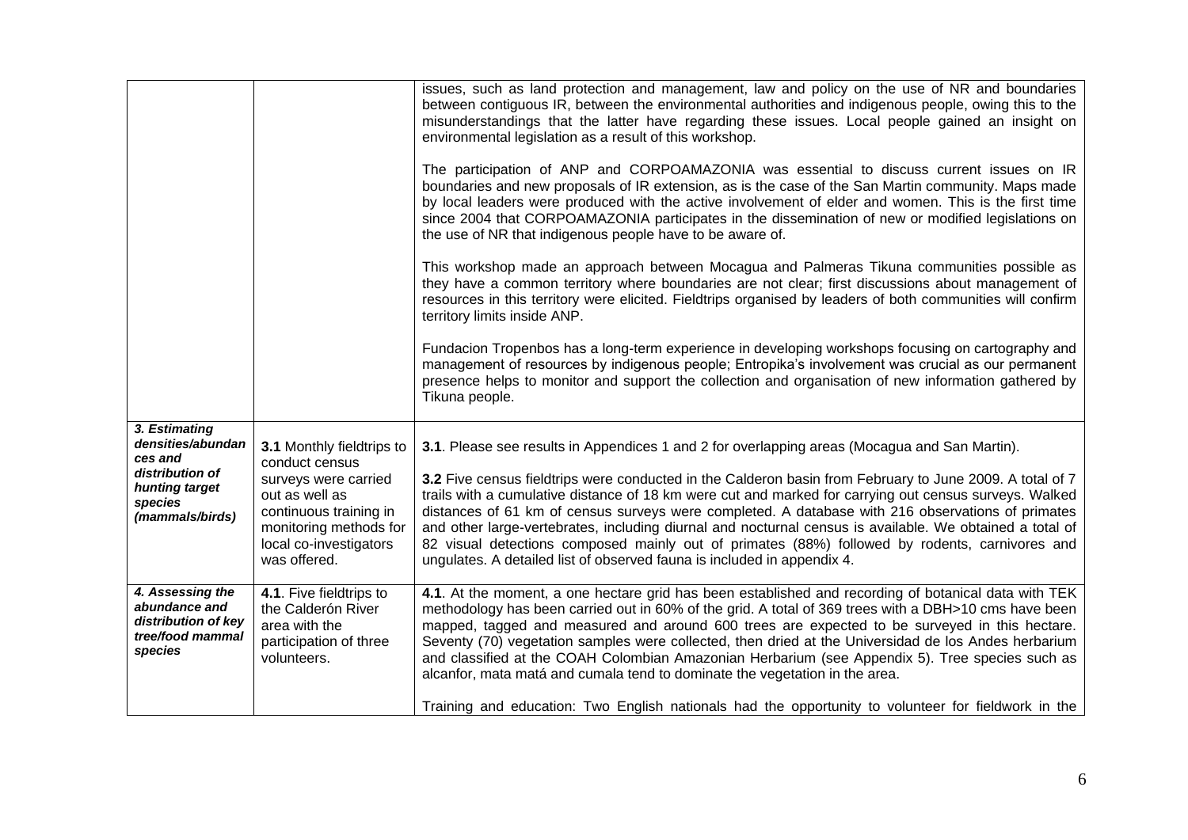| | | |
|---|---|---|
| | | issues, such as land protection and management, law and policy on the use of NR and boundaries between contiguous IR, between the environmental authorities and indigenous people, owing this to the misunderstandings that the latter have regarding these issues. Local people gained an insight on environmental legislation as a result of this workshop.<br><br>The participation of ANP and CORPOAMAZONIA was essential to discuss current issues on IR boundaries and new proposals of IR extension, as is the case of the San Martin community. Maps made by local leaders were produced with the active involvement of elder and women. This is the first time since 2004 that CORPOAMAZONIA participates in the dissemination of new or modified legislations on the use of NR that indigenous people have to be aware of.<br><br>This workshop made an approach between Mocagua and Palmeras Tikuna communities possible as they have a common territory where boundaries are not clear; first discussions about management of resources in this territory were elicited. Fieldtrips organised by leaders of both communities will confirm territory limits inside ANP.<br><br>Fundacion Tropenbos has a long-term experience in developing workshops focusing on cartography and management of resources by indigenous people; Entropika's involvement was crucial as our permanent presence helps to monitor and support the collection and organisation of new information gathered by Tikuna people. |
| ***3. Estimating densities/abundances and distribution of hunting target species (mammals/birds)*** | **3.1** Monthly fieldtrips to conduct census surveys were carried out as well as continuous training in monitoring methods for local co-investigators was offered. | **3.1**. Please see results in Appendices 1 and 2 for overlapping areas (Mocagua and San Martin).<br><br>**3.2** Five census fieldtrips were conducted in the Calderon basin from February to June 2009. A total of 7 trails with a cumulative distance of 18 km were cut and marked for carrying out census surveys. Walked distances of 61 km of census surveys were completed. A database with 216 observations of primates and other large-vertebrates, including diurnal and nocturnal census is available. We obtained a total of 82 visual detections composed mainly out of primates (88%) followed by rodents, carnivores and ungulates. A detailed list of observed fauna is included in appendix 4. |
| ***4. Assessing the abundance and distribution of key tree/food mammal species*** | **4.1**. Five fieldtrips to the Calderón River area with the participation of three volunteers. | **4.1**. At the moment, a one hectare grid has been established and recording of botanical data with TEK methodology has been carried out in 60% of the grid. A total of 369 trees with a DBH>10 cms have been mapped, tagged and measured and around 600 trees are expected to be surveyed in this hectare. Seventy (70) vegetation samples were collected, then dried at the Universidad de los Andes herbarium and classified at the COAH Colombian Amazonian Herbarium (see Appendix 5). Tree species such as alcanfor, mata matá and cumala tend to dominate the vegetation in the area.<br><br>Training and education: Two English nationals had the opportunity to volunteer for fieldwork in the |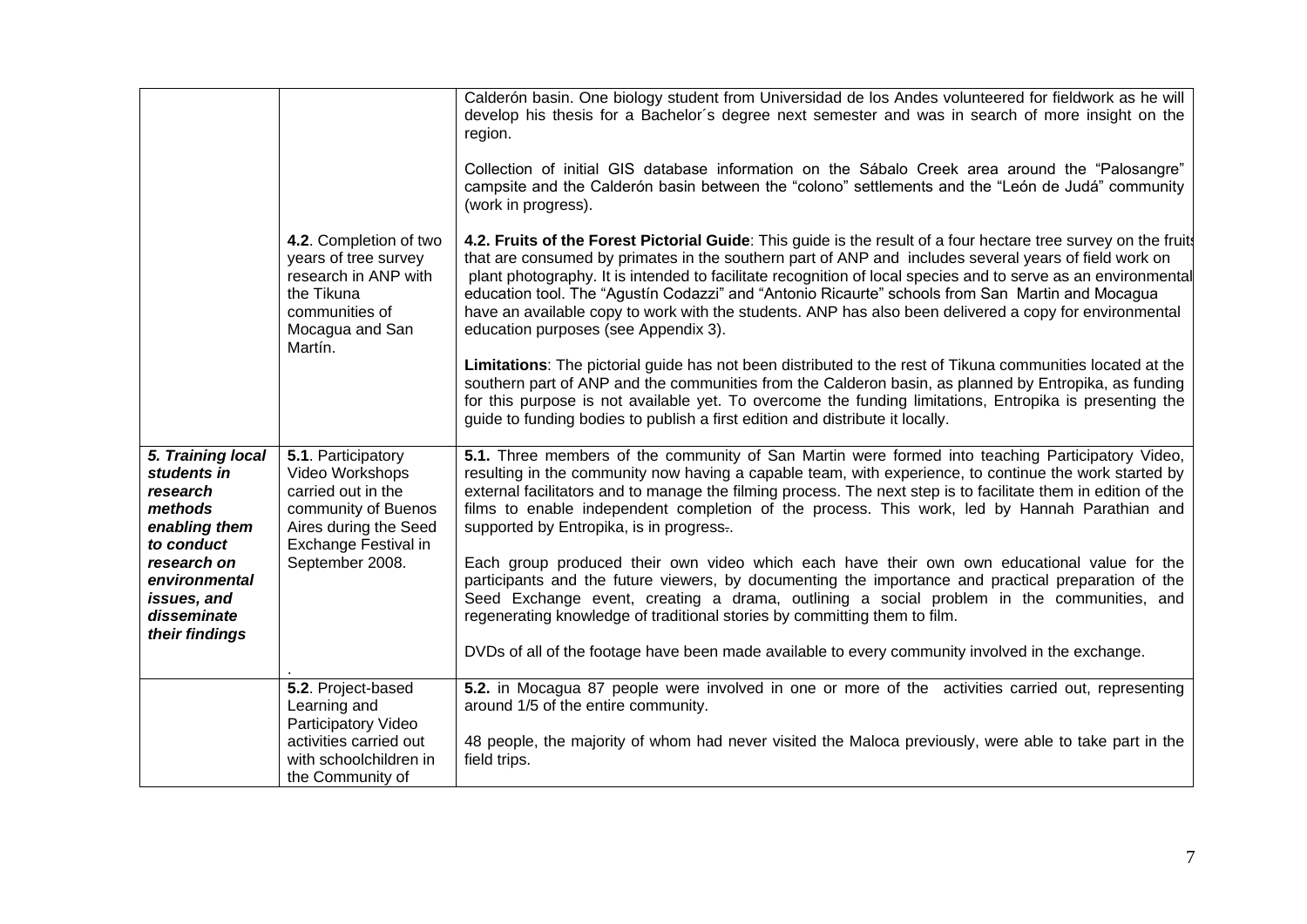| | | |
|---|---|---|
| | | Calderón basin. One biology student from Universidad de los Andes volunteered for fieldwork as he will develop his thesis for a Bachelor´s degree next semester and was in search of more insight on the region.<br><br>Collection of initial GIS database information on the Sábalo Creek area around the "Palosangre" campsite and the Calderón basin between the "colono" settlements and the "León de Judá" community (work in progress). |
| | **4.2**. Completion of two years of tree survey research in ANP with the Tikuna communities of Mocagua and San Martín. | **4.2. Fruits of the Forest Pictorial Guide**: This guide is the result of a four hectare tree survey on the fruits that are consumed by primates in the southern part of ANP and includes several years of field work on plant photography. It is intended to facilitate recognition of local species and to serve as an environmental education tool. The "Agustín Codazzi" and "Antonio Ricaurte" schools from San Martin and Mocagua have an available copy to work with the students. ANP has also been delivered a copy for environmental education purposes (see Appendix 3).<br><br>**Limitations**: The pictorial guide has not been distributed to the rest of Tikuna communities located at the southern part of ANP and the communities from the Calderon basin, as planned by Entropika, as funding for this purpose is not available yet. To overcome the funding limitations, Entropika is presenting the guide to funding bodies to publish a first edition and distribute it locally. |
| ***5. Training local students in research methods enabling them to conduct research on environmental issues, and disseminate their findings*** | **5.1**. Participatory Video Workshops carried out in the community of Buenos Aires during the Seed Exchange Festival in September 2008.<br><br>. | **5.1.** Three members of the community of San Martin were formed into teaching Participatory Video, resulting in the community now having a capable team, with experience, to continue the work started by external facilitators and to manage the filming process. The next step is to facilitate them in edition of the films to enable independent completion of the process. This work, led by Hannah Parathian and supported by Entropika, is in progress..<br><br>Each group produced their own video which each have their own own educational value for the participants and the future viewers, by documenting the importance and practical preparation of the Seed Exchange event, creating a drama, outlining a social problem in the communities, and regenerating knowledge of traditional stories by committing them to film.<br><br>DVDs of all of the footage have been made available to every community involved in the exchange. |
| | **5.2**. Project-based Learning and Participatory Video activities carried out with schoolchildren in the Community of | **5.2.** in Mocagua 87 people were involved in one or more of the activities carried out, representing around 1/5 of the entire community.<br><br>48 people, the majority of whom had never visited the Maloca previously, were able to take part in the field trips. |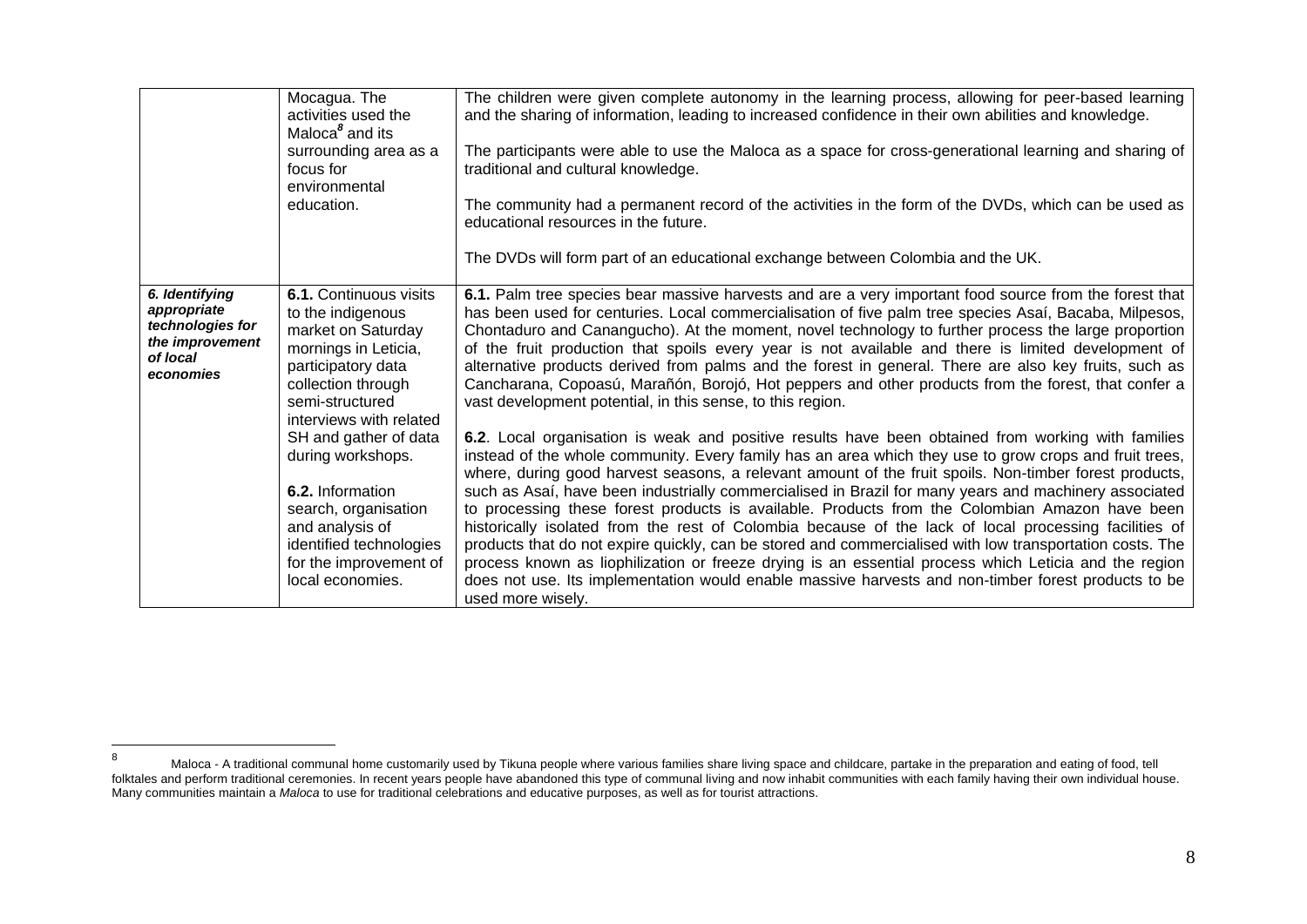| | | |
|---|---|---|
| | Mocagua. The activities used the Maloca[8] and its surrounding area as a focus for environmental education. | The children were given complete autonomy in the learning process, allowing for peer-based learning and the sharing of information, leading to increased confidence in their own abilities and knowledge.<br><br>The participants were able to use the Maloca as a space for cross-generational learning and sharing of traditional and cultural knowledge.<br><br>The community had a permanent record of the activities in the form of the DVDs, which can be used as educational resources in the future.<br><br>The DVDs will form part of an educational exchange between Colombia and the UK. |
| ***6. Identifying appropriate technologies for the improvement of local economies*** | **6.1.** Continuous visits to the indigenous market on Saturday mornings in Leticia, participatory data collection through semi-structured interviews with related SH and gather of data during workshops.<br><br>**6.2.** Information search, organisation and analysis of identified technologies for the improvement of local economies. | **6.1.** Palm tree species bear massive harvests and are a very important food source from the forest that has been used for centuries. Local commercialisation of five palm tree species Asaí, Bacaba, Milpesos, Chontaduro and Canangucho). At the moment, novel technology to further process the large proportion of the fruit production that spoils every year is not available and there is limited development of alternative products derived from palms and the forest in general. There are also key fruits, such as Cancharana, Copoasú, Marañón, Borojó, Hot peppers and other products from the forest, that confer a vast development potential, in this sense, to this region.<br><br>**6.2**. Local organisation is weak and positive results have been obtained from working with families instead of the whole community. Every family has an area which they use to grow crops and fruit trees, where, during good harvest seasons, a relevant amount of the fruit spoils. Non-timber forest products, such as Asaí, have been industrially commercialised in Brazil for many years and machinery associated to processing these forest products is available. Products from the Colombian Amazon have been historically isolated from the rest of Colombia because of the lack of local processing facilities of products that do not expire quickly, can be stored and commercialised with low transportation costs. The process known as liophilization or freeze drying is an essential process which Leticia and the region does not use. Its implementation would enable massive harvests and non-timber forest products to be used more wisely. |

[8] Maloca - A traditional communal home customarily used by Tikuna people where various families share living space and childcare, partake in the preparation and eating of food, tell folktales and perform traditional ceremonies. In recent years people have abandoned this type of communal living and now inhabit communities with each family having their own individual house. Many communities maintain a *Maloca* to use for traditional celebrations and educative purposes, as well as for tourist attractions.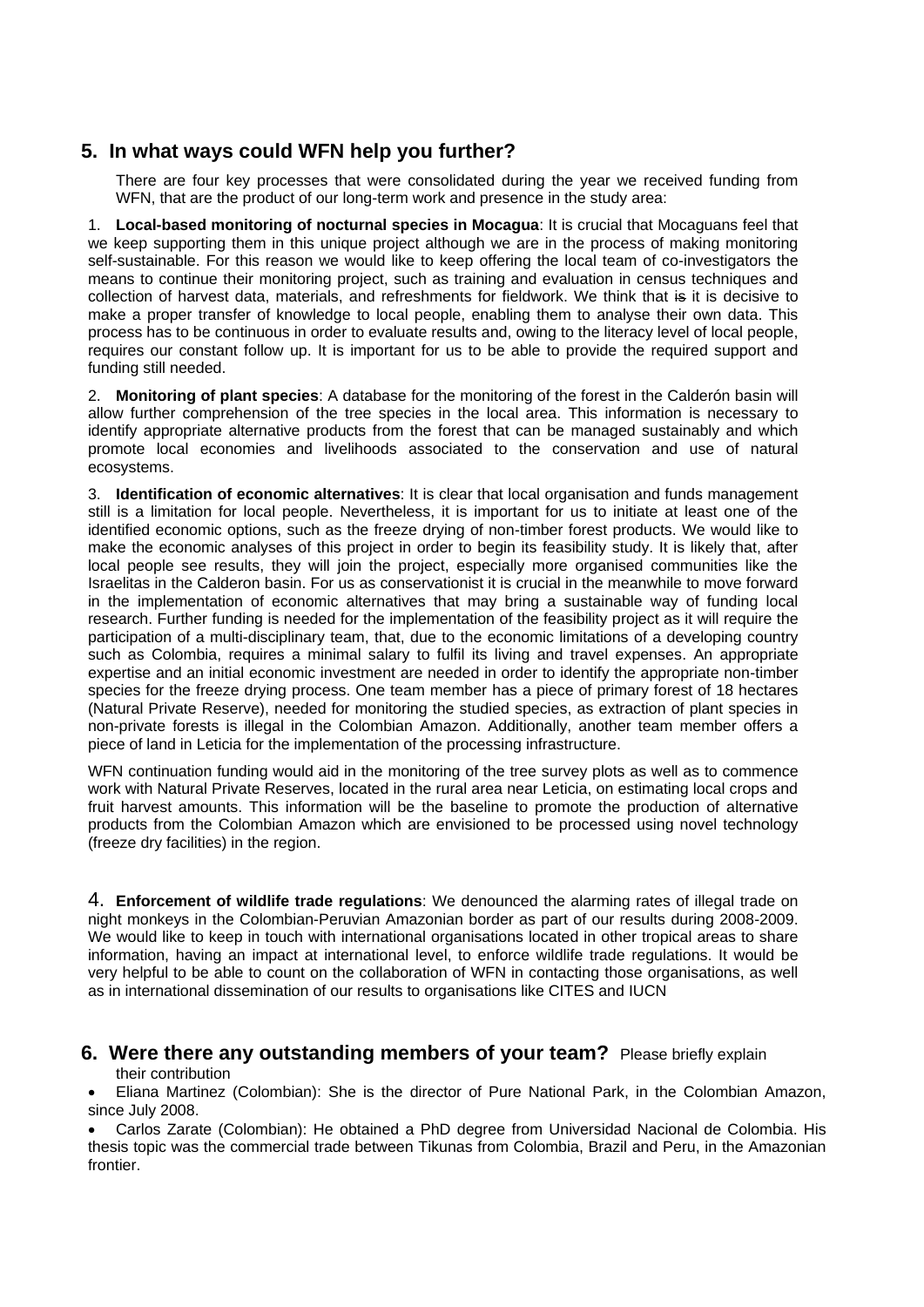## 5. In what ways could WFN help you further?

There are four key processes that were consolidated during the year we received funding from WFN, that are the product of our long-term work and presence in the study area:

1. **Local-based monitoring of nocturnal species in Mocagua**: It is crucial that Mocaguans feel that we keep supporting them in this unique project although we are in the process of making monitoring self-sustainable. For this reason we would like to keep offering the local team of co-investigators the means to continue their monitoring project, such as training and evaluation in census techniques and collection of harvest data, materials, and refreshments for fieldwork. We think that ~~is~~ it is decisive to make a proper transfer of knowledge to local people, enabling them to analyse their own data. This process has to be continuous in order to evaluate results and, owing to the literacy level of local people, requires our constant follow up. It is important for us to be able to provide the required support and funding still needed.

2. **Monitoring of plant species**: A database for the monitoring of the forest in the Calderón basin will allow further comprehension of the tree species in the local area. This information is necessary to identify appropriate alternative products from the forest that can be managed sustainably and which promote local economies and livelihoods associated to the conservation and use of natural ecosystems.

3. **Identification of economic alternatives**: It is clear that local organisation and funds management still is a limitation for local people. Nevertheless, it is important for us to initiate at least one of the identified economic options, such as the freeze drying of non-timber forest products. We would like to make the economic analyses of this project in order to begin its feasibility study. It is likely that, after local people see results, they will join the project, especially more organised communities like the Israelitas in the Calderon basin. For us as conservationist it is crucial in the meanwhile to move forward in the implementation of economic alternatives that may bring a sustainable way of funding local research. Further funding is needed for the implementation of the feasibility project as it will require the participation of a multi-disciplinary team, that, due to the economic limitations of a developing country such as Colombia, requires a minimal salary to fulfil its living and travel expenses. An appropriate expertise and an initial economic investment are needed in order to identify the appropriate non-timber species for the freeze drying process. One team member has a piece of primary forest of 18 hectares (Natural Private Reserve), needed for monitoring the studied species, as extraction of plant species in non-private forests is illegal in the Colombian Amazon. Additionally, another team member offers a piece of land in Leticia for the implementation of the processing infrastructure.

WFN continuation funding would aid in the monitoring of the tree survey plots as well as to commence work with Natural Private Reserves, located in the rural area near Leticia, on estimating local crops and fruit harvest amounts. This information will be the baseline to promote the production of alternative products from the Colombian Amazon which are envisioned to be processed using novel technology (freeze dry facilities) in the region.

4. **Enforcement of wildlife trade regulations**: We denounced the alarming rates of illegal trade on night monkeys in the Colombian-Peruvian Amazonian border as part of our results during 2008-2009. We would like to keep in touch with international organisations located in other tropical areas to share information, having an impact at international level, to enforce wildlife trade regulations. It would be very helpful to be able to count on the collaboration of WFN in contacting those organisations, as well as in international dissemination of our results to organisations like CITES and IUCN

## 6. Were there any outstanding members of your team? Please briefly explain their contribution

- Eliana Martinez (Colombian): She is the director of Pure National Park, in the Colombian Amazon, since July 2008.
- Carlos Zarate (Colombian): He obtained a PhD degree from Universidad Nacional de Colombia. His thesis topic was the commercial trade between Tikunas from Colombia, Brazil and Peru, in the Amazonian frontier.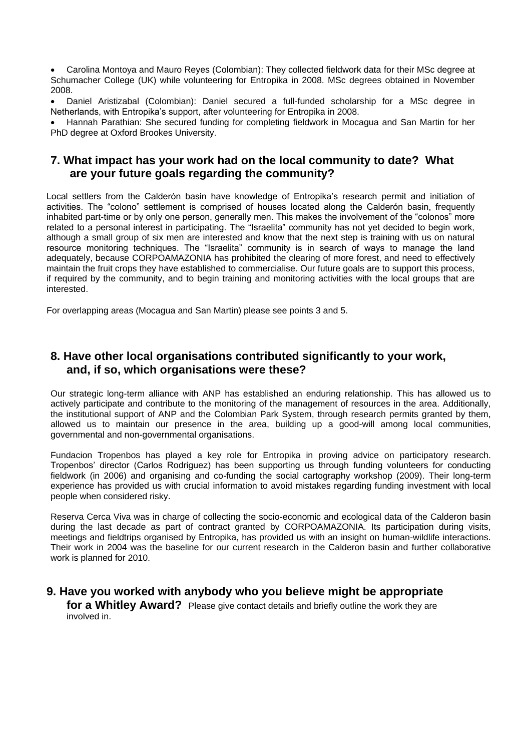- Carolina Montoya and Mauro Reyes (Colombian): They collected fieldwork data for their MSc degree at Schumacher College (UK) while volunteering for Entropika in 2008. MSc degrees obtained in November 2008.
- Daniel Aristizabal (Colombian): Daniel secured a full-funded scholarship for a MSc degree in Netherlands, with Entropika's support, after volunteering for Entropika in 2008.
- Hannah Parathian: She secured funding for completing fieldwork in Mocagua and San Martin for her PhD degree at Oxford Brookes University.

## 7. What impact has your work had on the local community to date? What are your future goals regarding the community?

Local settlers from the Calderón basin have knowledge of Entropika's research permit and initiation of activities. The "colono" settlement is comprised of houses located along the Calderón basin, frequently inhabited part-time or by only one person, generally men. This makes the involvement of the "colonos" more related to a personal interest in participating. The "Israelita" community has not yet decided to begin work, although a small group of six men are interested and know that the next step is training with us on natural resource monitoring techniques. The "Israelita" community is in search of ways to manage the land adequately, because CORPOAMAZONIA has prohibited the clearing of more forest, and need to effectively maintain the fruit crops they have established to commercialise. Our future goals are to support this process, if required by the community, and to begin training and monitoring activities with the local groups that are interested.

For overlapping areas (Mocagua and San Martin) please see points 3 and 5.

## 8. Have other local organisations contributed significantly to your work, and, if so, which organisations were these?

Our strategic long-term alliance with ANP has established an enduring relationship. This has allowed us to actively participate and contribute to the monitoring of the management of resources in the area. Additionally, the institutional support of ANP and the Colombian Park System, through research permits granted by them, allowed us to maintain our presence in the area, building up a good-will among local communities, governmental and non-governmental organisations.

Fundacion Tropenbos has played a key role for Entropika in proving advice on participatory research. Tropenbos' director (Carlos Rodriguez) has been supporting us through funding volunteers for conducting fieldwork (in 2006) and organising and co-funding the social cartography workshop (2009). Their long-term experience has provided us with crucial information to avoid mistakes regarding funding investment with local people when considered risky.

Reserva Cerca Viva was in charge of collecting the socio-economic and ecological data of the Calderon basin during the last decade as part of contract granted by CORPOAMAZONIA. Its participation during visits, meetings and fieldtrips organised by Entropika, has provided us with an insight on human-wildlife interactions. Their work in 2004 was the baseline for our current research in the Calderon basin and further collaborative work is planned for 2010.

## 9. Have you worked with anybody who you believe might be appropriate for a Whitley Award?

Please give contact details and briefly outline the work they are involved in.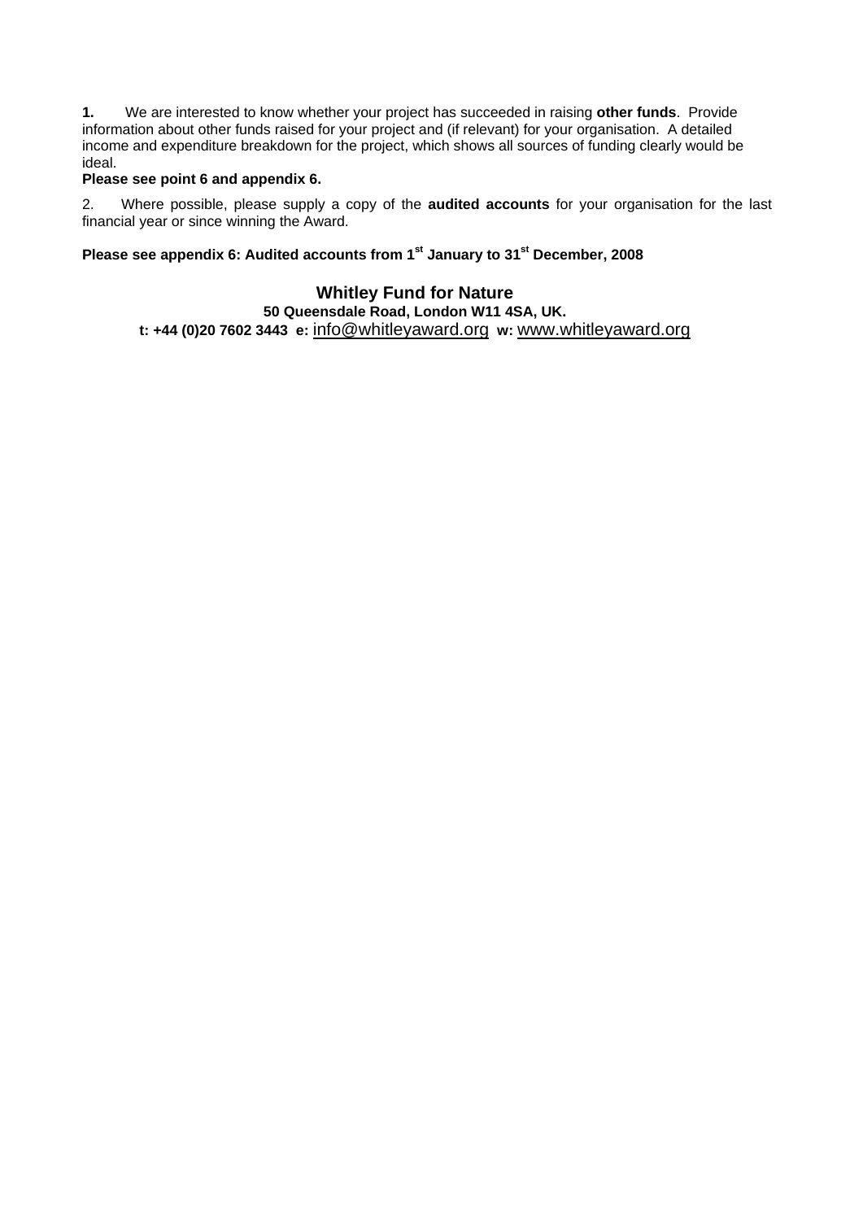**1.** We are interested to know whether your project has succeeded in raising **other funds**. Provide information about other funds raised for your project and (if relevant) for your organisation. A detailed income and expenditure breakdown for the project, which shows all sources of funding clearly would be ideal.

**Please see point 6 and appendix 6.**

2. Where possible, please supply a copy of the **audited accounts** for your organisation for the last financial year or since winning the Award.

**Please see appendix 6: Audited accounts from 1st January to 31st December, 2008**

**Whitley Fund for Nature**
**50 Queensdale Road, London W11 4SA, UK.**
**t: +44 (0)20 7602 3443 e:** info@whitleyaward.org **w:** www.whitleyaward.org